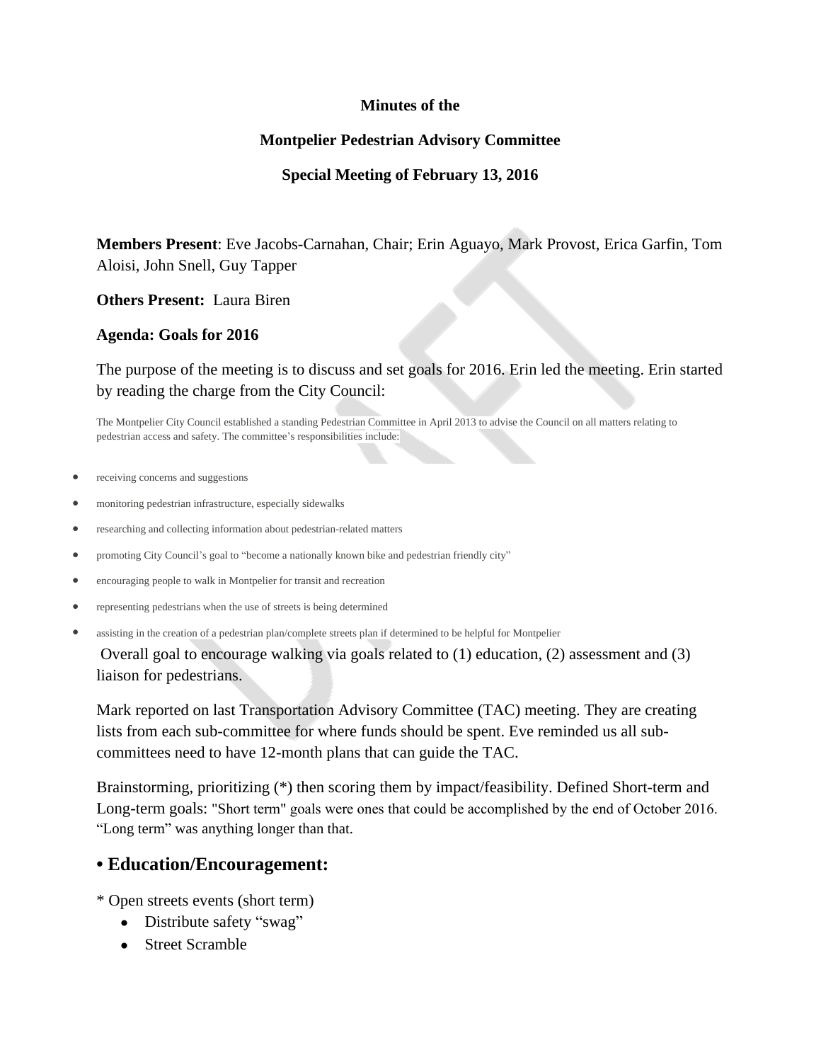**Minutes of the**

**Montpelier Pedestrian Advisory Committee**

**Special Meeting of February 13, 2016**

**Members Present**: Eve Jacobs-Carnahan, Chair; Erin Aguayo, Mark Provost, Erica Garfin, Tom Aloisi, John Snell, Guy Tapper

**Others Present:** Laura Biren

**Agenda: Goals for 2016**

The purpose of the meeting is to discuss and set goals for 2016. Erin led the meeting. Erin started by reading the charge from the City Council:

The Montpelier City Council established a standing Pedestrian Committee in April 2013 to advise the Council on all matters relating to pedestrian access and safety. The committee's responsibilities include:

- receiving concerns and suggestions
- monitoring pedestrian infrastructure, especially sidewalks
- researching and collecting information about pedestrian-related matters
- promoting City Council's goal to "become a nationally known bike and pedestrian friendly city"
- encouraging people to walk in Montpelier for transit and recreation
- representing pedestrians when the use of streets is being determined
- assisting in the creation of a pedestrian plan/complete streets plan if determined to be helpful for Montpelier

Overall goal to encourage walking via goals related to (1) education, (2) assessment and (3) liaison for pedestrians.

Mark reported on last Transportation Advisory Committee (TAC) meeting. They are creating lists from each sub-committee for where funds should be spent. Eve reminded us all sub-committees need to have 12-month plans that can guide the TAC.

Brainstorming, prioritizing (*) then scoring them by impact/feasibility. Defined Short-term and Long-term goals: "Short term" goals were ones that could be accomplished by the end of October 2016. "Long term" was anything longer than that.

## • Education/Encouragement:

* Open streets events (short term)
  - Distribute safety "swag"
  - Street Scramble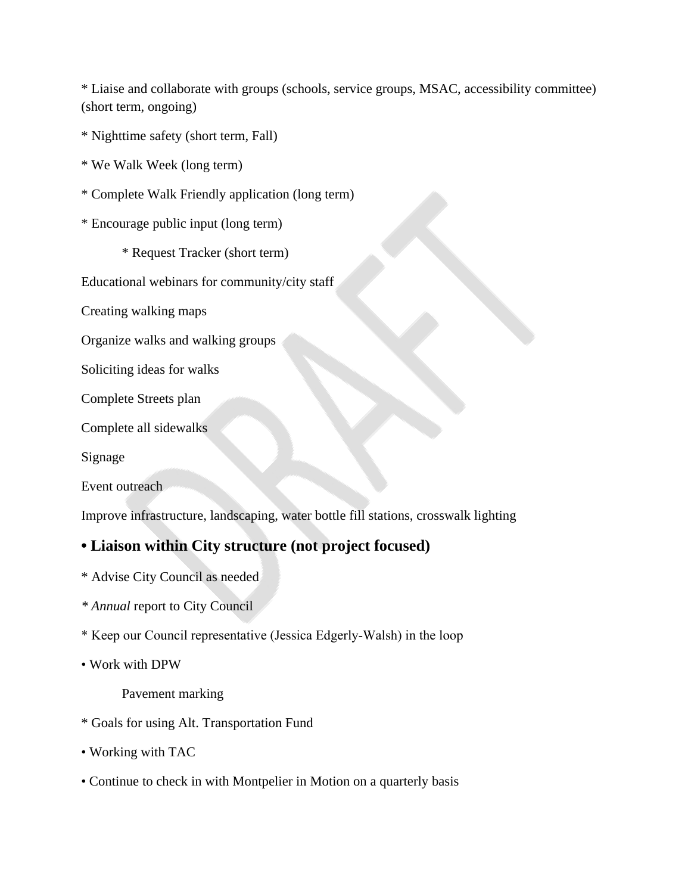* Liaise and collaborate with groups (schools, service groups, MSAC, accessibility committee) (short term, ongoing)

* Nighttime safety (short term, Fall)

* We Walk Week (long term)

* Complete Walk Friendly application (long term)

* Encourage public input (long term)

    * Request Tracker (short term)

Educational webinars for community/city staff

Creating walking maps

Organize walks and walking groups

Soliciting ideas for walks

Complete Streets plan

Complete all sidewalks

Signage

Event outreach

Improve infrastructure, landscaping, water bottle fill stations, crosswalk lighting

## • Liaison within City structure (not project focused)

* Advise City Council as needed

* *Annual* report to City Council

* Keep our Council representative (Jessica Edgerly-Walsh) in the loop

• Work with DPW

    Pavement marking

* Goals for using Alt. Transportation Fund

• Working with TAC

• Continue to check in with Montpelier in Motion on a quarterly basis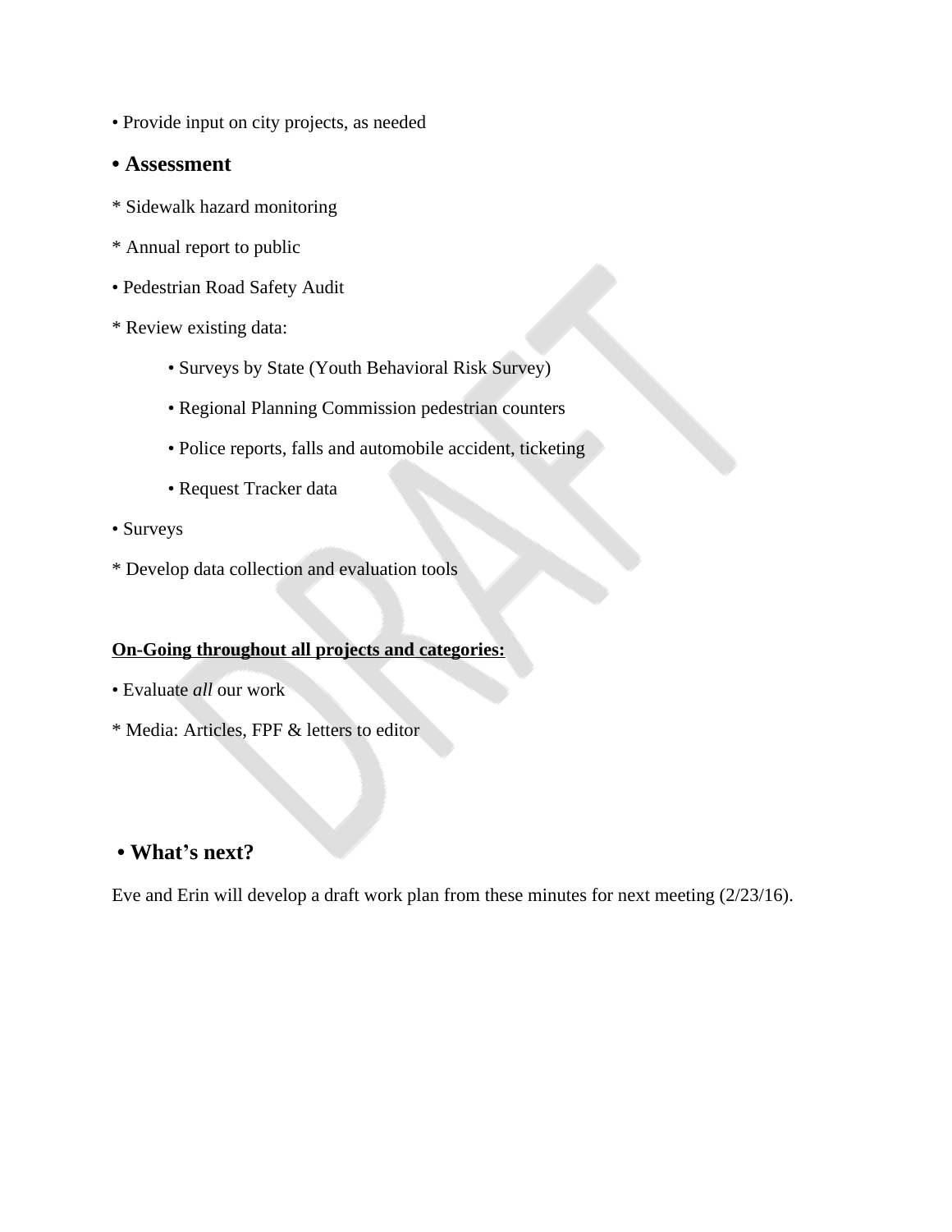• Provide input on city projects, as needed

**• Assessment**

* Sidewalk hazard monitoring

* Annual report to public

• Pedestrian Road Safety Audit

* Review existing data:

  • Surveys by State (Youth Behavioral Risk Survey)

  • Regional Planning Commission pedestrian counters

  • Police reports, falls and automobile accident, ticketing

  • Request Tracker data

• Surveys

* Develop data collection and evaluation tools

**On-Going throughout all projects and categories:**

• Evaluate *all* our work

* Media: Articles, FPF & letters to editor

**• What's next?**

Eve and Erin will develop a draft work plan from these minutes for next meeting (2/23/16).